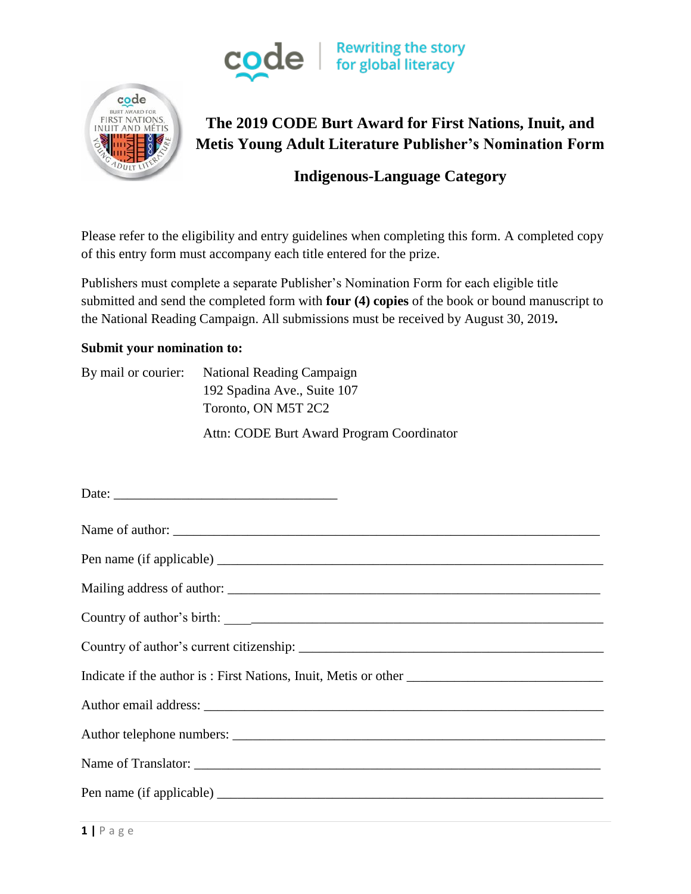code | Rewriting the story for global literacy

# The 2019 CODE Burt Award for First Nations, Inuit, and Metis Young Adult Literature Publisher's Nomination Form

## Indigenous-Language Category

Please refer to the eligibility and entry guidelines when completing this form. A completed copy of this entry form must accompany each title entered for the prize.

Publishers must complete a separate Publisher's Nomination Form for each eligible title submitted and send the completed form with **four (4) copies** of the book or bound manuscript to the National Reading Campaign. All submissions must be received by August 30, 2019**.**

**Submit your nomination to:**

By mail or courier: National Reading Campaign
192 Spadina Ave., Suite 107
Toronto, ON M5T 2C2

Attn: CODE Burt Award Program Coordinator

Date: _________________________________

Name of author: _________________________________________________________________

Pen name (if applicable) __________________________________________________________

Mailing address of author: ________________________________________________________

Country of author's birth: ________________________________________________________

Country of author's current citizenship: ____________________________________________

Indicate if the author is : First Nations, Inuit, Metis or other ___________________________

Author email address: ____________________________________________________________

Author telephone numbers: ________________________________________________________

Name of Translator: ______________________________________________________________

Pen name (if applicable) __________________________________________________________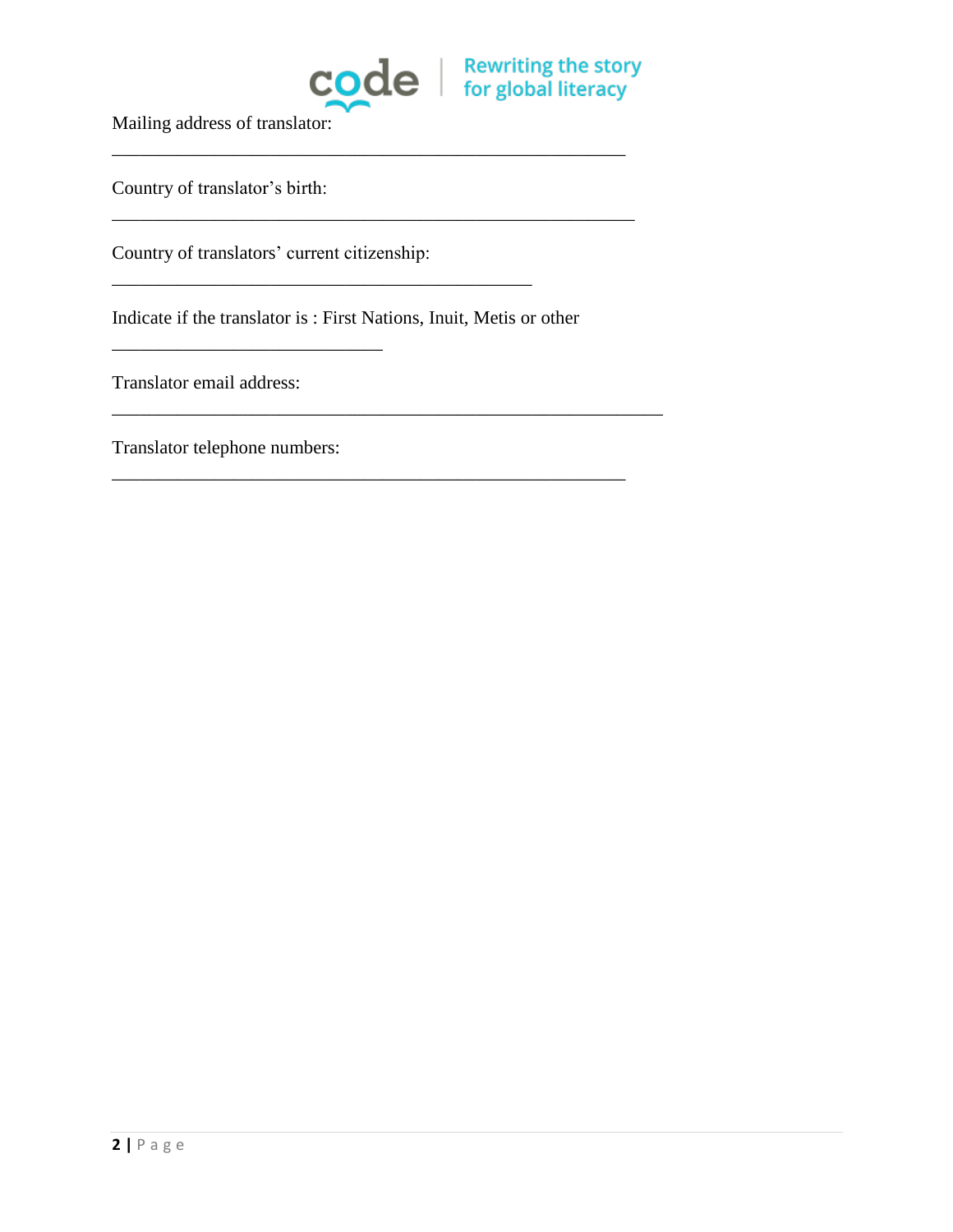Mailing address of translator:

\_\_\_\_\_\_\_\_\_\_\_\_\_\_\_\_\_\_\_\_\_\_\_\_\_\_\_\_\_\_\_\_\_\_\_\_\_\_\_\_\_\_\_\_\_\_\_\_\_\_\_\_\_\_\_\_

Country of translator's birth:

\_\_\_\_\_\_\_\_\_\_\_\_\_\_\_\_\_\_\_\_\_\_\_\_\_\_\_\_\_\_\_\_\_\_\_\_\_\_\_\_\_\_\_\_\_\_\_\_\_\_\_\_\_\_\_\_\_

Country of translators' current citizenship:

\_\_\_\_\_\_\_\_\_\_\_\_\_\_\_\_\_\_\_\_\_\_\_\_\_\_\_\_\_\_\_\_\_\_\_\_\_\_\_\_\_\_\_\_\_\_

Indicate if the translator is : First Nations, Inuit, Metis or other

\_\_\_\_\_\_\_\_\_\_\_\_\_\_\_\_\_\_\_\_\_\_\_\_\_\_\_\_\_\_

Translator email address:

\_\_\_\_\_\_\_\_\_\_\_\_\_\_\_\_\_\_\_\_\_\_\_\_\_\_\_\_\_\_\_\_\_\_\_\_\_\_\_\_\_\_\_\_\_\_\_\_\_\_\_\_\_\_\_\_\_\_\_\_

Translator telephone numbers:

\_\_\_\_\_\_\_\_\_\_\_\_\_\_\_\_\_\_\_\_\_\_\_\_\_\_\_\_\_\_\_\_\_\_\_\_\_\_\_\_\_\_\_\_\_\_\_\_\_\_\_\_\_\_\_\_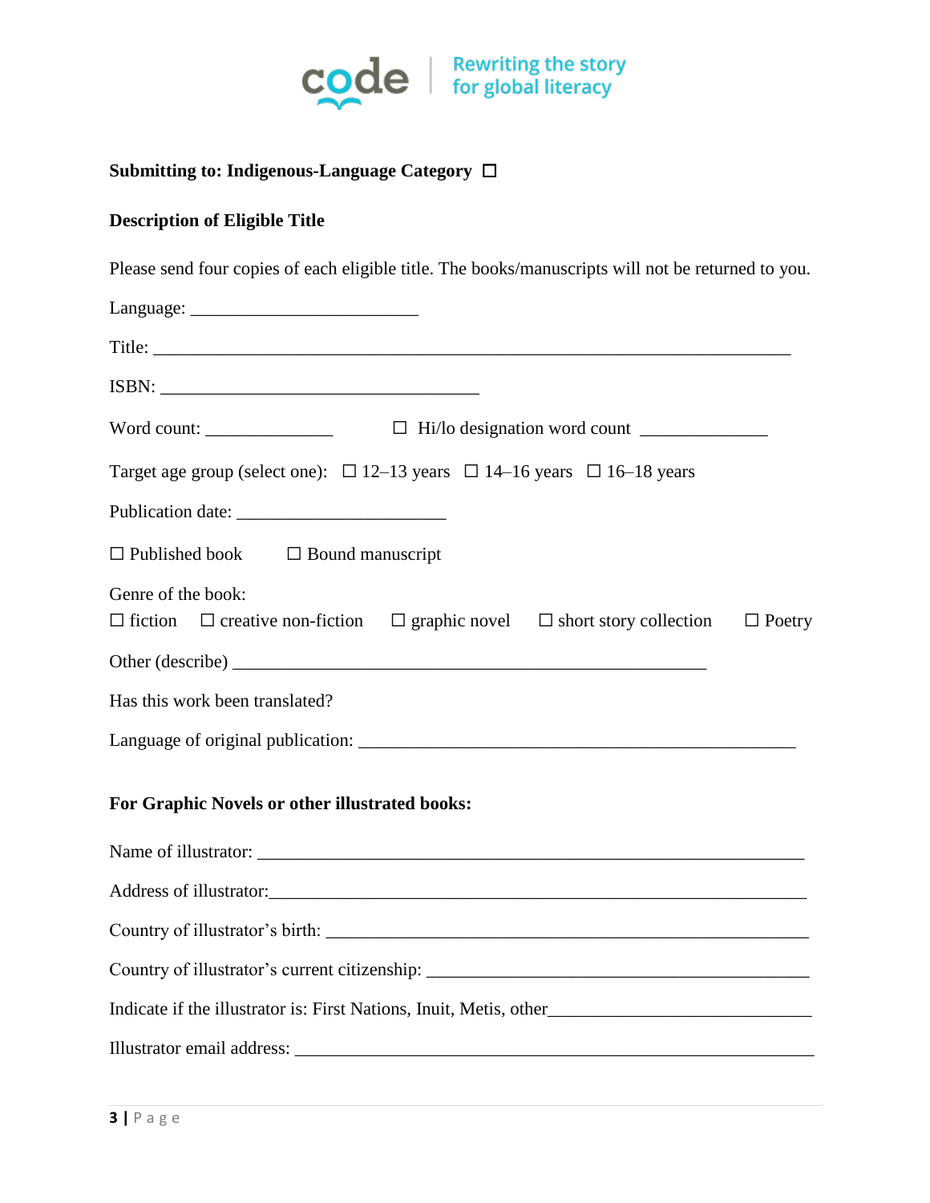**Submitting to: Indigenous-Language Category** ☐

**Description of Eligible Title**

Please send four copies of each eligible title. The books/manuscripts will not be returned to you.

Language: ________________________

Title: ____________________________________________________________________

ISBN: _________________________________

Word count: ______________ ☐ Hi/lo designation word count ______________

Target age group (select one): ☐ 12–13 years ☐ 14–16 years ☐ 16–18 years

Publication date: ______________________

☐ Published book ☐ Bound manuscript

Genre of the book:

☐ fiction ☐ creative non-fiction ☐ graphic novel ☐ short story collection ☐ Poetry

Other (describe) __________________________________________________

Has this work been translated?

Language of original publication: ______________________________________________

**For Graphic Novels or other illustrated books:**

Name of illustrator: ___________________________________________________________

Address of illustrator:__________________________________________________________

Country of illustrator's birth: ___________________________________________________

Country of illustrator's current citizenship: _______________________________________

Indicate if the illustrator is: First Nations, Inuit, Metis, other___________________________

Illustrator email address: _______________________________________________________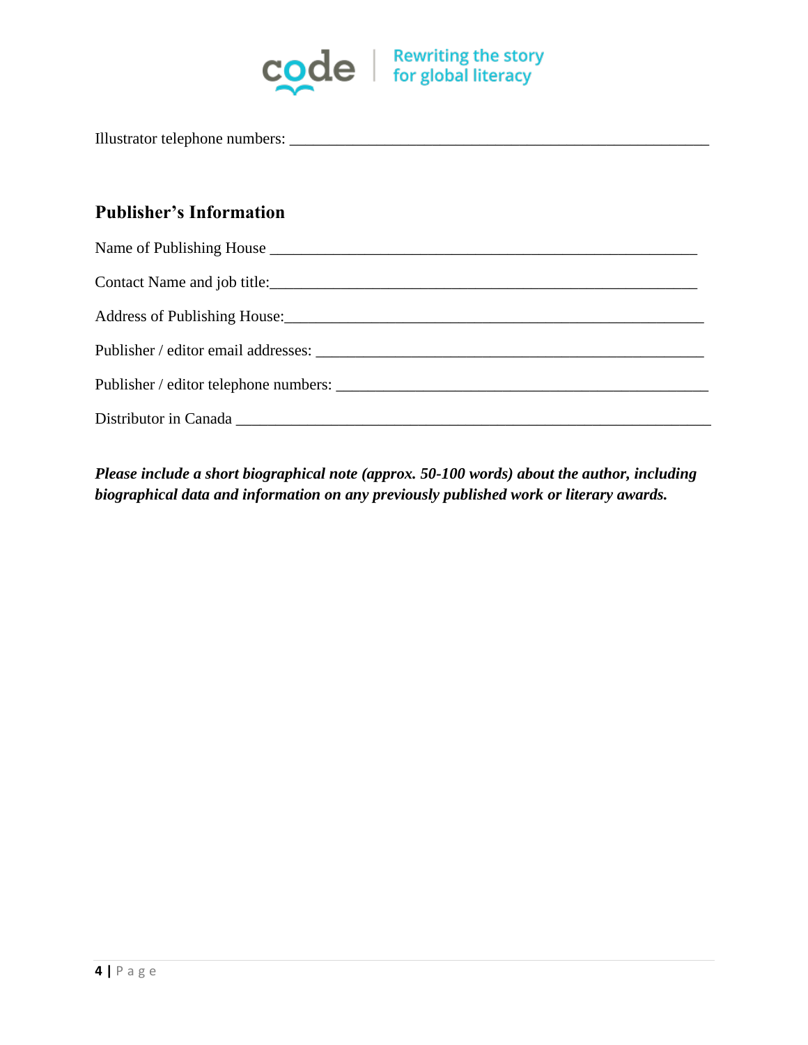Illustrator telephone numbers: _______________________________________________________

## Publisher's Information

Name of Publishing House _______________________________________________________

Contact Name and job title:_______________________________________________________

Address of Publishing House:_______________________________________________________

Publisher / editor email addresses: _______________________________________________________

Publisher / editor telephone numbers: _______________________________________________________

Distributor in Canada _______________________________________________________

***Please include a short biographical note (approx. 50-100 words) about the author, including biographical data and information on any previously published work or literary awards.***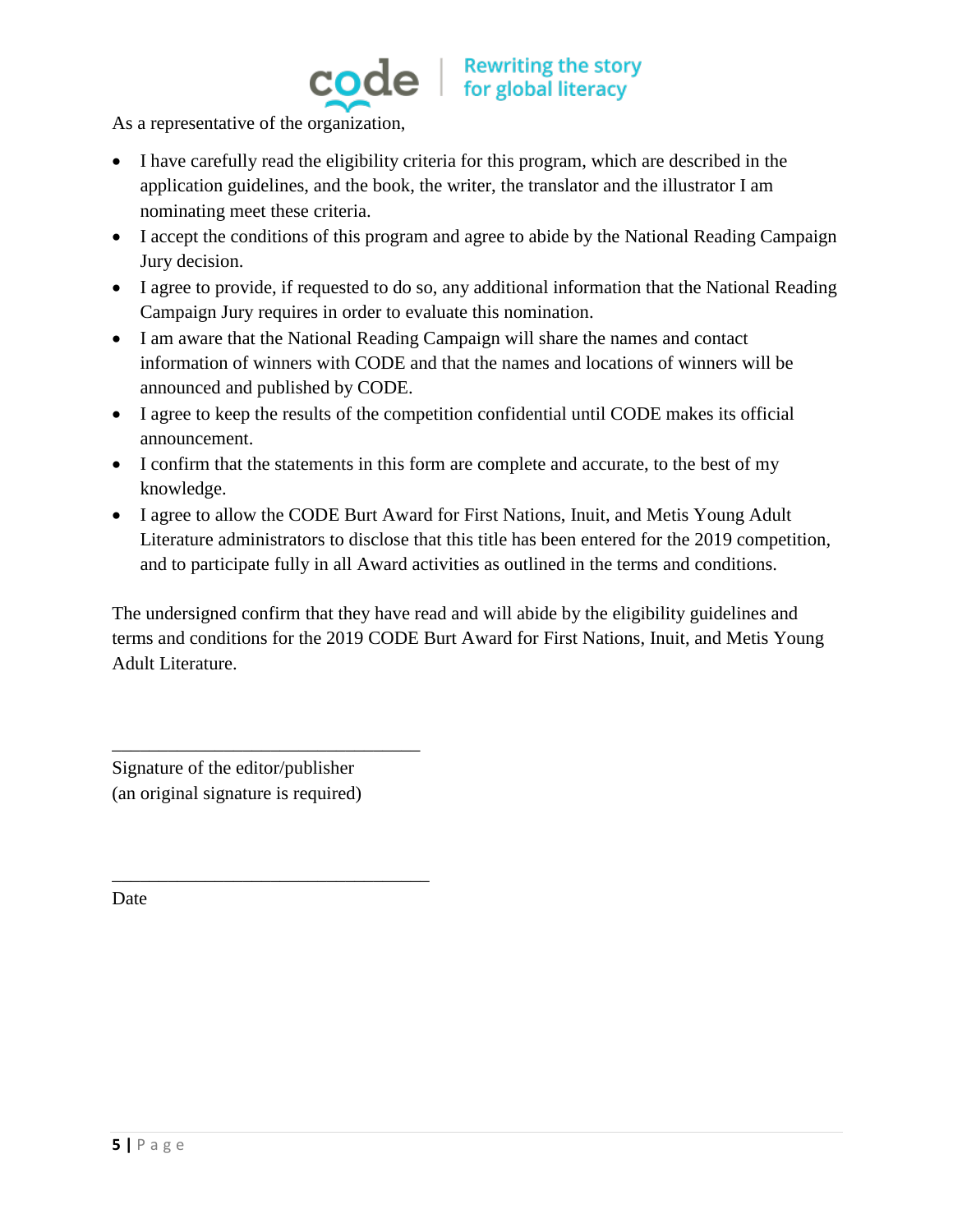As a representative of the organization,

- I have carefully read the eligibility criteria for this program, which are described in the application guidelines, and the book, the writer, the translator and the illustrator I am nominating meet these criteria.
- I accept the conditions of this program and agree to abide by the National Reading Campaign Jury decision.
- I agree to provide, if requested to do so, any additional information that the National Reading Campaign Jury requires in order to evaluate this nomination.
- I am aware that the National Reading Campaign will share the names and contact information of winners with CODE and that the names and locations of winners will be announced and published by CODE.
- I agree to keep the results of the competition confidential until CODE makes its official announcement.
- I confirm that the statements in this form are complete and accurate, to the best of my knowledge.
- I agree to allow the CODE Burt Award for First Nations, Inuit, and Metis Young Adult Literature administrators to disclose that this title has been entered for the 2019 competition, and to participate fully in all Award activities as outlined in the terms and conditions.

The undersigned confirm that they have read and will abide by the eligibility guidelines and terms and conditions for the 2019 CODE Burt Award for First Nations, Inuit, and Metis Young Adult Literature.

___________________________________

Signature of the editor/publisher
(an original signature is required)

___________________________________

Date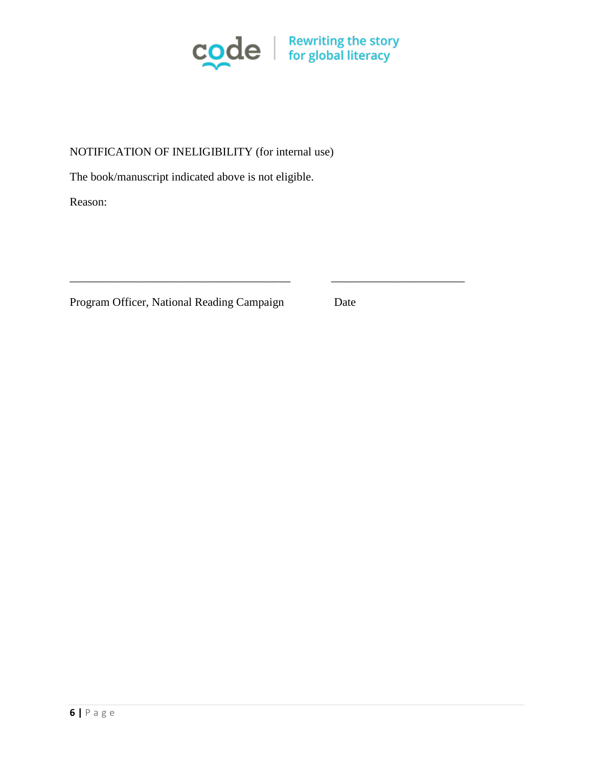NOTIFICATION OF INELIGIBILITY (for internal use)

The book/manuscript indicated above is not eligible.

Reason:

_______________________________________ _______________________

Program Officer, National Reading Campaign Date